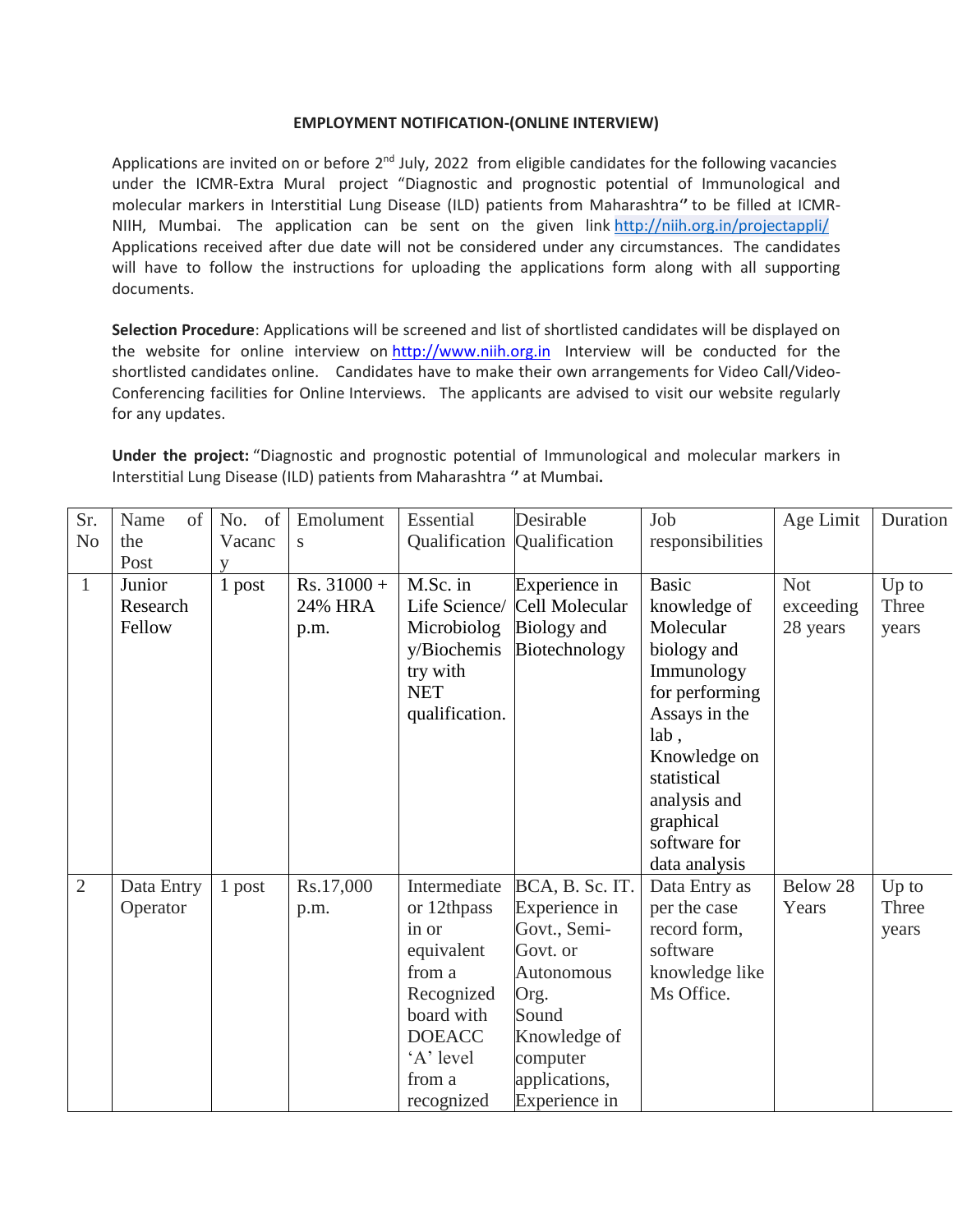**EMPLOYMENT NOTIFICATION-(ONLINE INTERVIEW)**

Applications are invited on or before 2nd July, 2022 from eligible candidates for the following vacancies under the ICMR-Extra Mural project "Diagnostic and prognostic potential of Immunological and molecular markers in Interstitial Lung Disease (ILD) patients from Maharashtra" to be filled at ICMR-NIIH, Mumbai. The application can be sent on the given link http://niih.org.in/projectappli/ Applications received after due date will not be considered under any circumstances. The candidates will have to follow the instructions for uploading the applications form along with all supporting documents.

**Selection Procedure**: Applications will be screened and list of shortlisted candidates will be displayed on the website for online interview on http://www.niih.org.in Interview will be conducted for the shortlisted candidates online. Candidates have to make their own arrangements for Video Call/Video-Conferencing facilities for Online Interviews. The applicants are advised to visit our website regularly for any updates.

**Under the project:** "Diagnostic and prognostic potential of Immunological and molecular markers in Interstitial Lung Disease (ILD) patients from Maharashtra " at Mumbai**.**

| Sr. No | Name of the Post | No. of Vacancy | Emoluments | Essential Qualification | Desirable Qualification | Job responsibilities | Age Limit | Duration |
|---|---|---|---|---|---|---|---|---|
| 1 | Junior Research Fellow | 1 post | Rs. 31000 + 24% HRA p.m. | M.Sc. in Life Science/ Microbiology/Biochemistry with NET qualification. | Experience in Cell Molecular Biology and Biotechnology | Basic knowledge of Molecular biology and Immunology for performing Assays in the lab , Knowledge on statistical analysis and graphical software for data analysis | Not exceeding 28 years | Up to Three years |
| 2 | Data Entry Operator | 1 post | Rs.17,000 p.m. | Intermediate or 12thpass in or equivalent from a Recognized board with DOEACC 'A' level from a recognized | BCA, B. Sc. IT. Experience in Govt., Semi-Govt. or Autonomous Org. Sound Knowledge of computer applications, Experience in | Data Entry as per the case record form, software knowledge like Ms Office. | Below 28 Years | Up to Three years |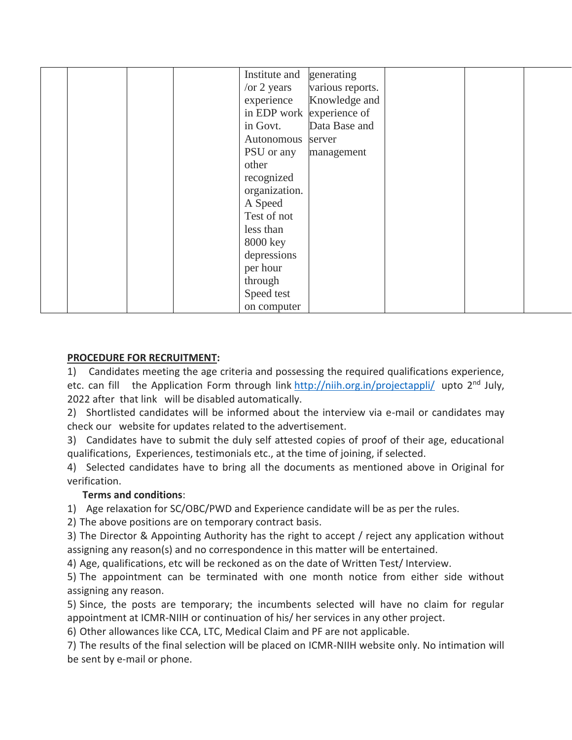| | | | | Institute and /or 2 years experience in EDP work in Govt. Autonomous PSU or any other recognized organization. A Speed Test of not less than 8000 key depressions per hour through Speed test on computer | generating various reports. Knowledge and experience of Data Base and server management | | | |
|---|---|---|---|---|---|---|---|---|

**PROCEDURE FOR RECRUITMENT:**

1) Candidates meeting the age criteria and possessing the required qualifications experience, etc. can fill the Application Form through link http://niih.org.in/projectappli/ upto 2nd July, 2022 after that link will be disabled automatically.

2) Shortlisted candidates will be informed about the interview via e-mail or candidates may check our website for updates related to the advertisement.

3) Candidates have to submit the duly self attested copies of proof of their age, educational qualifications, Experiences, testimonials etc., at the time of joining, if selected.

4) Selected candidates have to bring all the documents as mentioned above in Original for verification.

**Terms and conditions**:

1) Age relaxation for SC/OBC/PWD and Experience candidate will be as per the rules.

2) The above positions are on temporary contract basis.

3) The Director & Appointing Authority has the right to accept / reject any application without assigning any reason(s) and no correspondence in this matter will be entertained.

4) Age, qualifications, etc will be reckoned as on the date of Written Test/ Interview.

5) The appointment can be terminated with one month notice from either side without assigning any reason.

5) Since, the posts are temporary; the incumbents selected will have no claim for regular appointment at ICMR-NIIH or continuation of his/ her services in any other project.

6) Other allowances like CCA, LTC, Medical Claim and PF are not applicable.

7) The results of the final selection will be placed on ICMR-NIIH website only. No intimation will be sent by e-mail or phone.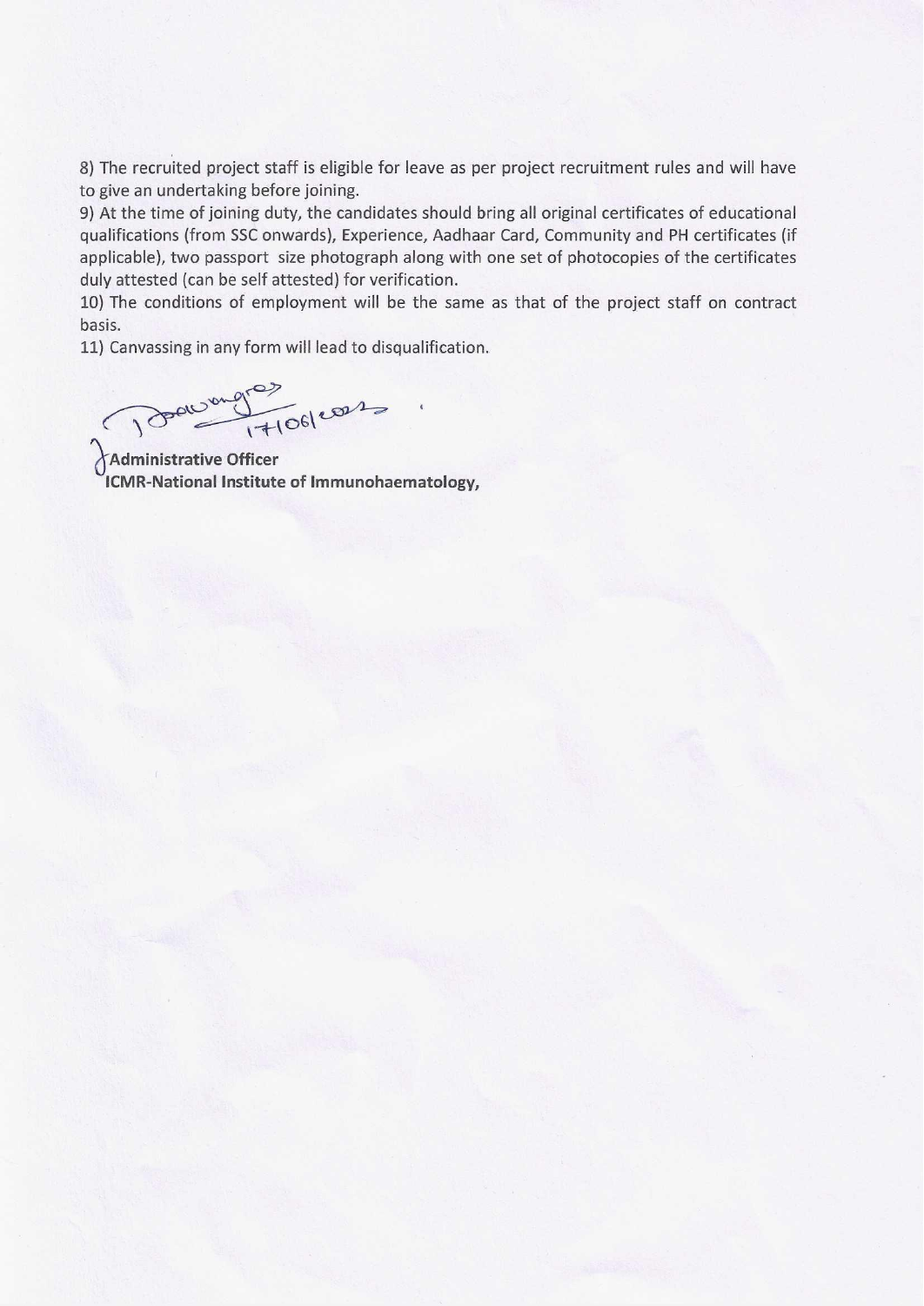8) The recruited project staff is eligible for leave as per project recruitment rules and will have to give an undertaking before joining.

9) At the time of joining duty, the candidates should bring all original certificates of educational qualifications (from SSC onwards), Experience, Aadhaar Card, Community and PH certificates (if applicable), two passport size photograph along with one set of photocopies of the certificates duly attested (can be self attested) for verification.

10) The conditions of employment will be the same as that of the project staff on contract basis.

11) Canvassing in any form will lead to disqualification.

17/06/2021

**Administrative Officer**
**ICMR-National Institute of Immunohaematology,**